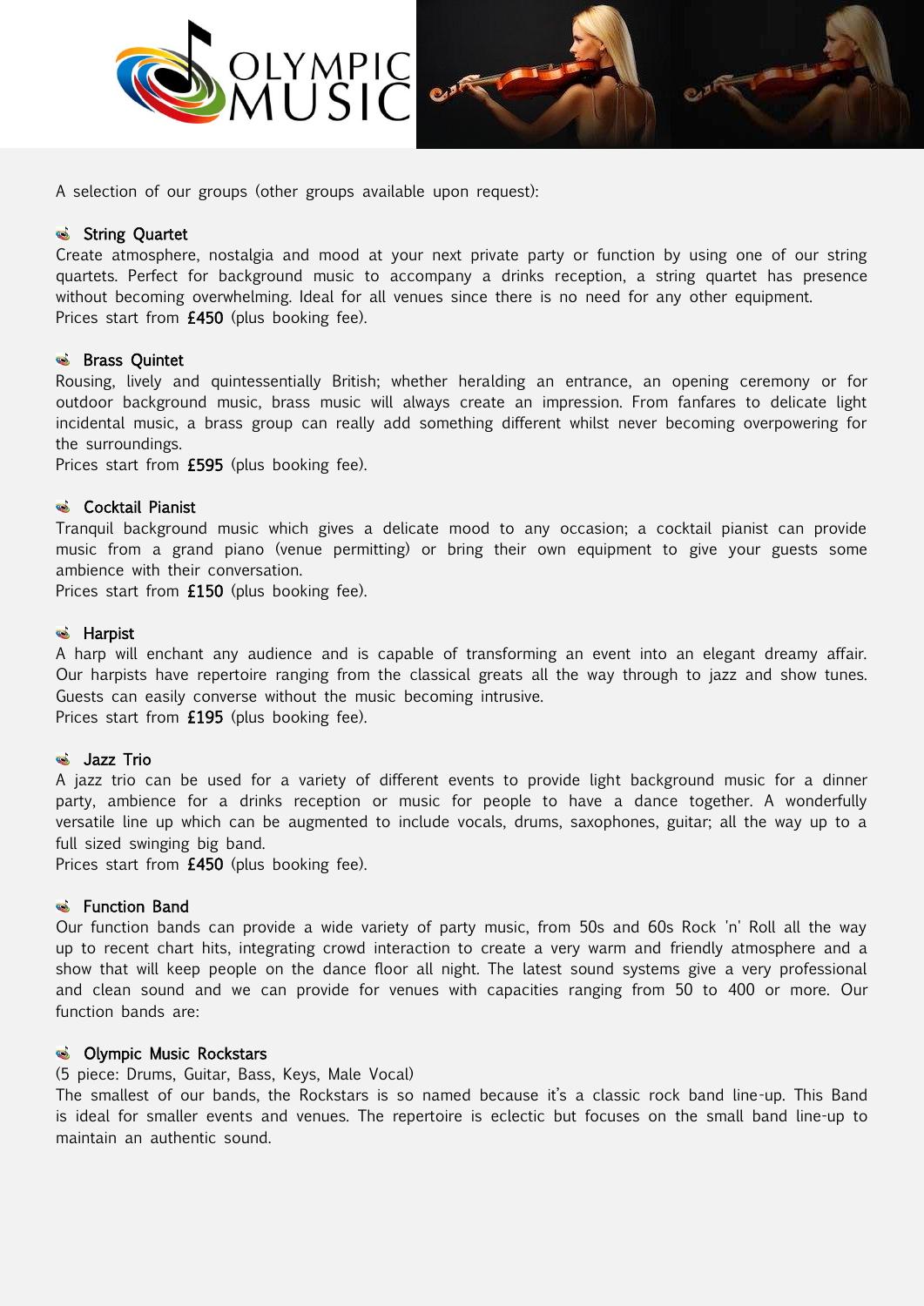A selection of our groups (other groups available upon request):

### String Quartet

Create atmosphere, nostalgia and mood at your next private party or function by using one of our string quartets. Perfect for background music to accompany a drinks reception, a string quartet has presence without becoming overwhelming. Ideal for all venues since there is no need for any other equipment.
Prices start from **£450** (plus booking fee).

### Brass Quintet

Rousing, lively and quintessentially British; whether heralding an entrance, an opening ceremony or for outdoor background music, brass music will always create an impression. From fanfares to delicate light incidental music, a brass group can really add something different whilst never becoming overpowering for the surroundings.
Prices start from **£595** (plus booking fee).

### Cocktail Pianist

Tranquil background music which gives a delicate mood to any occasion; a cocktail pianist can provide music from a grand piano (venue permitting) or bring their own equipment to give your guests some ambience with their conversation.
Prices start from **£150** (plus booking fee).

### Harpist

A harp will enchant any audience and is capable of transforming an event into an elegant dreamy affair. Our harpists have repertoire ranging from the classical greats all the way through to jazz and show tunes. Guests can easily converse without the music becoming intrusive.
Prices start from **£195** (plus booking fee).

### Jazz Trio

A jazz trio can be used for a variety of different events to provide light background music for a dinner party, ambience for a drinks reception or music for people to have a dance together. A wonderfully versatile line up which can be augmented to include vocals, drums, saxophones, guitar; all the way up to a full sized swinging big band.
Prices start from **£450** (plus booking fee).

### Function Band

Our function bands can provide a wide variety of party music, from 50s and 60s Rock 'n' Roll all the way up to recent chart hits, integrating crowd interaction to create a very warm and friendly atmosphere and a show that will keep people on the dance floor all night. The latest sound systems give a very professional and clean sound and we can provide for venues with capacities ranging from 50 to 400 or more. Our function bands are:

### Olympic Music Rockstars

(5 piece: Drums, Guitar, Bass, Keys, Male Vocal)
The smallest of our bands, the Rockstars is so named because it's a classic rock band line-up. This Band is ideal for smaller events and venues. The repertoire is eclectic but focuses on the small band line-up to maintain an authentic sound.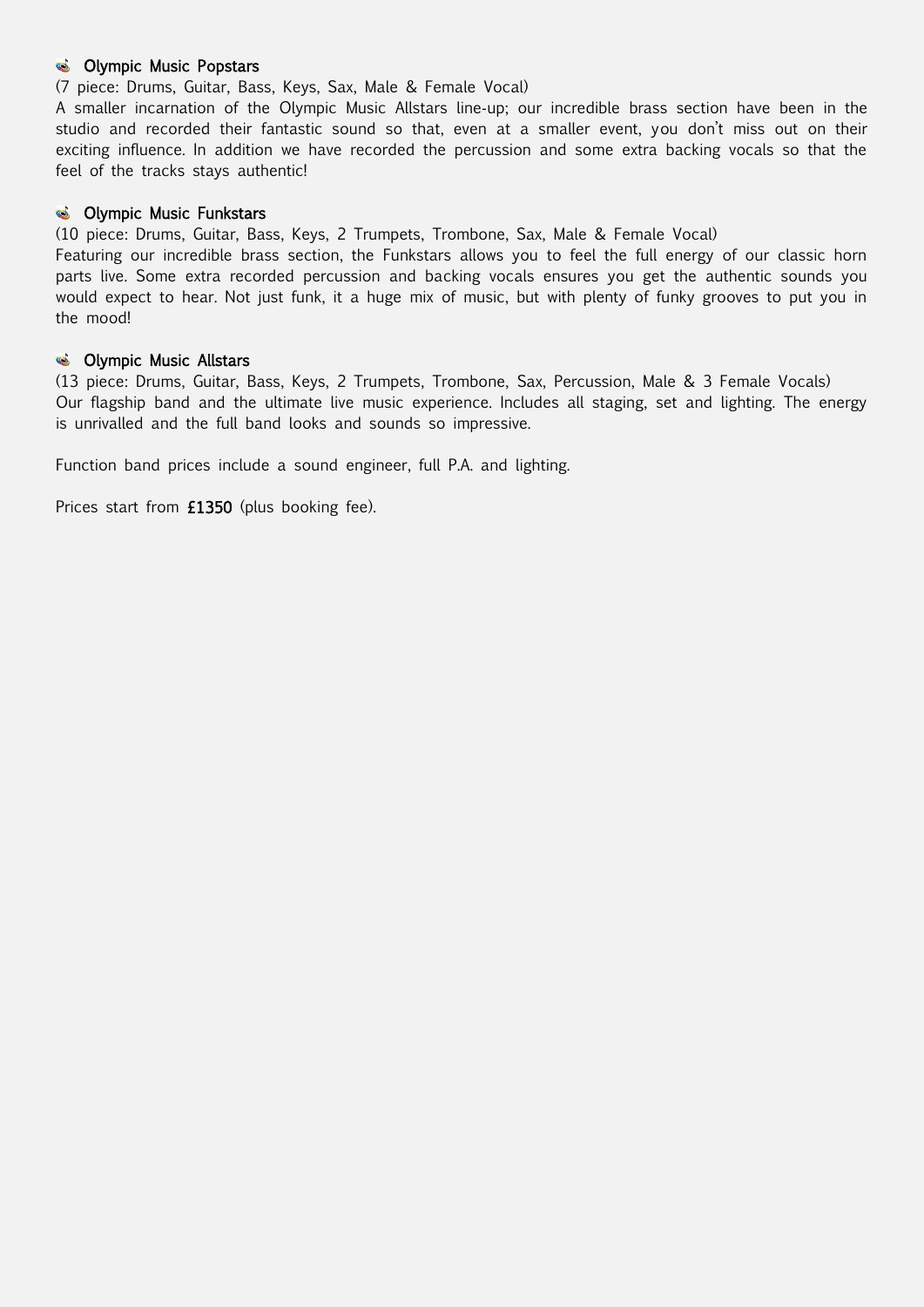- **Olympic Music Popstars**

(7 piece: Drums, Guitar, Bass, Keys, Sax, Male & Female Vocal)
A smaller incarnation of the Olympic Music Allstars line-up; our incredible brass section have been in the studio and recorded their fantastic sound so that, even at a smaller event, you don't miss out on their exciting influence. In addition we have recorded the percussion and some extra backing vocals so that the feel of the tracks stays authentic!

- **Olympic Music Funkstars**

(10 piece: Drums, Guitar, Bass, Keys, 2 Trumpets, Trombone, Sax, Male & Female Vocal)
Featuring our incredible brass section, the Funkstars allows you to feel the full energy of our classic horn parts live. Some extra recorded percussion and backing vocals ensures you get the authentic sounds you would expect to hear. Not just funk, it a huge mix of music, but with plenty of funky grooves to put you in the mood!

- **Olympic Music Allstars**

(13 piece: Drums, Guitar, Bass, Keys, 2 Trumpets, Trombone, Sax, Percussion, Male & 3 Female Vocals)
Our flagship band and the ultimate live music experience. Includes all staging, set and lighting. The energy is unrivalled and the full band looks and sounds so impressive.

Function band prices include a sound engineer, full P.A. and lighting.

Prices start from **£1350** (plus booking fee).